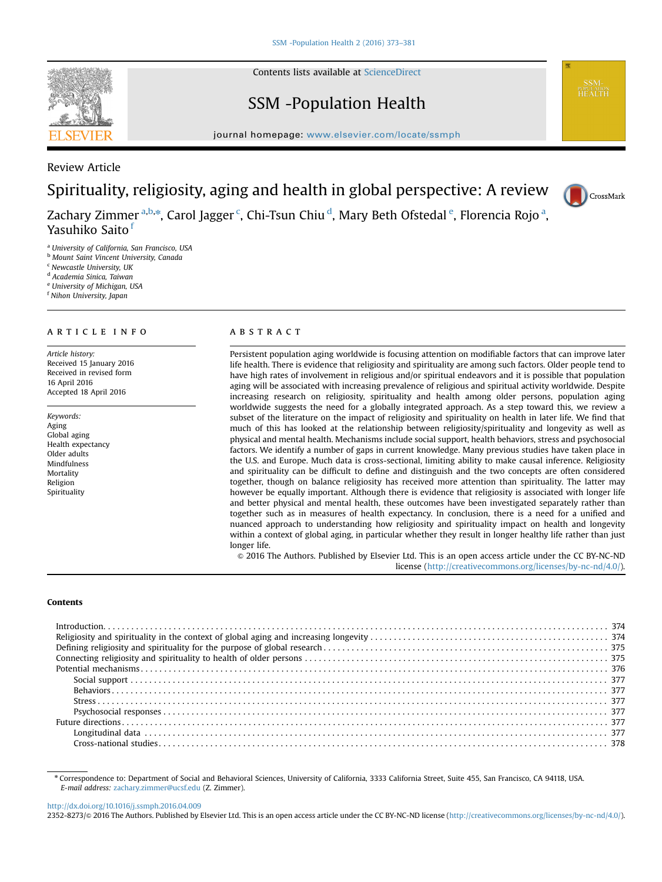Review Article

# Spirituality, religiosity, aging and health in global perspective: A review

Zachary Zimmer [a,b,*], Carol Jagger [c], Chi-Tsun Chiu [d], Mary Beth Ofstedal [e], Florencia Rojo [a], Yasuhiko Saito [f]

[a] University of California, San Francisco, USA
[b] Mount Saint Vincent University, Canada
[c] Newcastle University, UK
[d] Academia Sinica, Taiwan
[e] University of Michigan, USA
[f] Nihon University, Japan

## ARTICLE INFO

*Article history:*
Received 15 January 2016
Received in revised form
16 April 2016
Accepted 18 April 2016

*Keywords:*
Aging
Global aging
Health expectancy
Older adults
Mindfulness
Mortality
Religion
Spirituality

## ABSTRACT

Persistent population aging worldwide is focusing attention on modifiable factors that can improve later life health. There is evidence that religiosity and spirituality are among such factors. Older people tend to have high rates of involvement in religious and/or spiritual endeavors and it is possible that population aging will be associated with increasing prevalence of religious and spiritual activity worldwide. Despite increasing research on religiosity, spirituality and health among older persons, population aging worldwide suggests the need for a globally integrated approach. As a step toward this, we review a subset of the literature on the impact of religiosity and spirituality on health in later life. We find that much of this has looked at the relationship between religiosity/spirituality and longevity as well as physical and mental health. Mechanisms include social support, health behaviors, stress and psychosocial factors. We identify a number of gaps in current knowledge. Many previous studies have taken place in the U.S. and Europe. Much data is cross-sectional, limiting ability to make causal inference. Religiosity and spirituality can be difficult to define and distinguish and the two concepts are often considered together, though on balance religiosity has received more attention than spirituality. The latter may however be equally important. Although there is evidence that religiosity is associated with longer life and better physical and mental health, these outcomes have been investigated separately rather than together such as in measures of health expectancy. In conclusion, there is a need for a unified and nuanced approach to understanding how religiosity and spirituality impact on health and longevity within a context of global aging, in particular whether they result in longer healthy life rather than just longer life.

© 2016 The Authors. Published by Elsevier Ltd. This is an open access article under the CC BY-NC-ND license (http://creativecommons.org/licenses/by-nc-nd/4.0/).

## Contents

- Introduction . . . 374
- Religiosity and spirituality in the context of global aging and increasing longevity . . . 374
- Defining religiosity and spirituality for the purpose of global research . . . 375
- Connecting religiosity and spirituality to health of older persons . . . 375
- Potential mechanisms . . . 376
  - Social support . . . 377
  - Behaviors . . . 377
  - Stress . . . 377
  - Psychosocial responses . . . 377
- Future directions . . . 377
  - Longitudinal data . . . 377
  - Cross-national studies . . . 378

\* Correspondence to: Department of Social and Behavioral Sciences, University of California, 3333 California Street, Suite 455, San Francisco, CA 94118, USA.
*E-mail address:* zachary.zimmer@ucsf.edu (Z. Zimmer).

http://dx.doi.org/10.1016/j.ssmph.2016.04.009
2352-8273/© 2016 The Authors. Published by Elsevier Ltd. This is an open access article under the CC BY-NC-ND license (http://creativecommons.org/licenses/by-nc-nd/4.0/).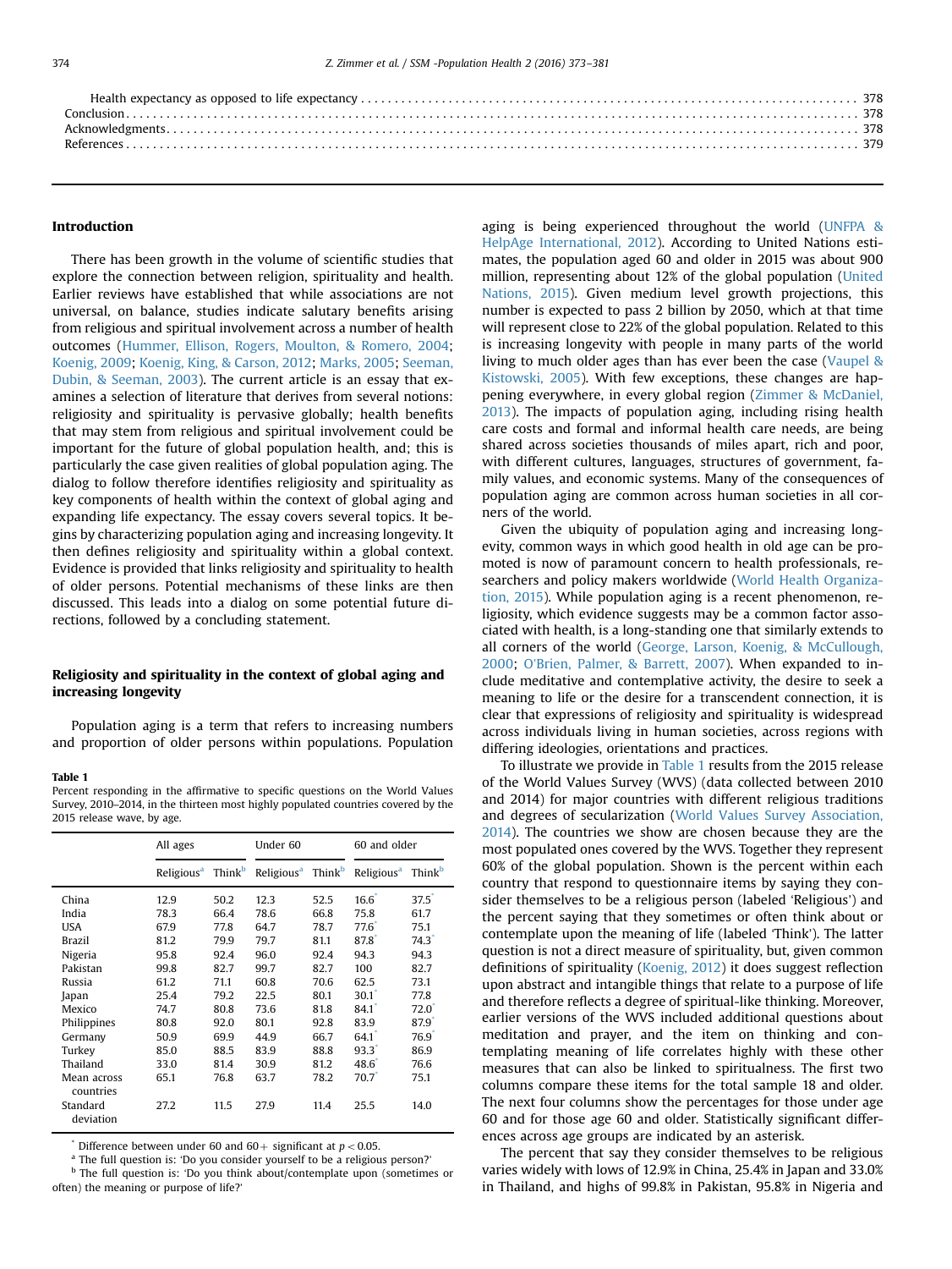Health expectancy as opposed to life expectancy . . . 378
Conclusion . . . 378
Acknowledgments . . . 378
References . . . 379

## Introduction

There has been growth in the volume of scientific studies that explore the connection between religion, spirituality and health. Earlier reviews have established that while associations are not universal, on balance, studies indicate salutary benefits arising from religious and spiritual involvement across a number of health outcomes (Hummer, Ellison, Rogers, Moulton, & Romero, 2004; Koenig, 2009; Koenig, King, & Carson, 2012; Marks, 2005; Seeman, Dubin, & Seeman, 2003). The current article is an essay that examines a selection of literature that derives from several notions: religiosity and spirituality is pervasive globally; health benefits that may stem from religious and spiritual involvement could be important for the future of global population health, and; this is particularly the case given realities of global population aging. The dialog to follow therefore identifies religiosity and spirituality as key components of health within the context of global aging and expanding life expectancy. The essay covers several topics. It begins by characterizing population aging and increasing longevity. It then defines religiosity and spirituality within a global context. Evidence is provided that links religiosity and spirituality to health of older persons. Potential mechanisms of these links are then discussed. This leads into a dialog on some potential future directions, followed by a concluding statement.

## Religiosity and spirituality in the context of global aging and increasing longevity

Population aging is a term that refers to increasing numbers and proportion of older persons within populations. Population aging is being experienced throughout the world (UNFPA & HelpAge International, 2012). According to United Nations estimates, the population aged 60 and older in 2015 was about 900 million, representing about 12% of the global population (United Nations, 2015). Given medium level growth projections, this number is expected to pass 2 billion by 2050, which at that time will represent close to 22% of the global population. Related to this is increasing longevity with people in many parts of the world living to much older ages than has ever been the case (Vaupel & Kistowski, 2005). With few exceptions, these changes are happening everywhere, in every global region (Zimmer & McDaniel, 2013). The impacts of population aging, including rising health care costs and formal and informal health care needs, are being shared across societies thousands of miles apart, rich and poor, with different cultures, languages, structures of government, family values, and economic systems. Many of the consequences of population aging are common across human societies in all corners of the world.

Given the ubiquity of population aging and increasing longevity, common ways in which good health in old age can be promoted is now of paramount concern to health professionals, researchers and policy makers worldwide (World Health Organization, 2015). While population aging is a recent phenomenon, religiosity, which evidence suggests may be a common factor associated with health, is a long-standing one that similarly extends to all corners of the world (George, Larson, Koenig, & McCullough, 2000; O'Brien, Palmer, & Barrett, 2007). When expanded to include meditative and contemplative activity, the desire to seek a meaning to life or the desire for a transcendent connection, it is clear that expressions of religiosity and spirituality is widespread across individuals living in human societies, across regions with differing ideologies, orientations and practices.

To illustrate we provide in Table 1 results from the 2015 release of the World Values Survey (WVS) (data collected between 2010 and 2014) for major countries with different religious traditions and degrees of secularization (World Values Survey Association, 2014). The countries we show are chosen because they are the most populated ones covered by the WVS. Together they represent 60% of the global population. Shown is the percent within each country that respond to questionnaire items by saying they consider themselves to be a religious person (labeled 'Religious') and the percent saying that they sometimes or often think about or contemplate upon the meaning of life (labeled 'Think'). The latter question is not a direct measure of spirituality, but, given common definitions of spirituality (Koenig, 2012) it does suggest reflection upon abstract and intangible things that relate to a purpose of life and therefore reflects a degree of spiritual-like thinking. Moreover, earlier versions of the WVS included additional questions about meditation and prayer, and the item on thinking and contemplating meaning of life correlates highly with these other measures that can also be linked to spiritualness. The first two columns compare these items for the total sample 18 and older. The next four columns show the percentages for those under age 60 and for those age 60 and older. Statistically significant differences across age groups are indicated by an asterisk.

**Table 1**
Percent responding in the affirmative to specific questions on the World Values Survey, 2010–2014, in the thirteen most highly populated countries covered by the 2015 release wave, by age.

| | All ages | | Under 60 | | 60 and older | |
|---|---|---|---|---|---|---|
| | Religious[a] | Think[b] | Religious[a] | Think[b] | Religious[a] | Think[b] |
| China | 12.9 | 50.2 | 12.3 | 52.5 | 16.6* | 37.5* |
| India | 78.3 | 66.4 | 78.6 | 66.8 | 75.8 | 61.7 |
| USA | 67.9 | 77.8 | 64.7 | 78.7 | 77.6* | 75.1 |
| Brazil | 81.2 | 79.9 | 79.7 | 81.1 | 87.8* | 74.3* |
| Nigeria | 95.8 | 92.4 | 96.0 | 92.4 | 94.3 | 94.3 |
| Pakistan | 99.8 | 82.7 | 99.7 | 82.7 | 100 | 82.7 |
| Russia | 61.2 | 71.1 | 60.8 | 70.6 | 62.5 | 73.1 |
| Japan | 25.4 | 79.2 | 22.5 | 80.1 | 30.1* | 77.8 |
| Mexico | 74.7 | 80.8 | 73.6 | 81.8 | 84.1* | 72.0* |
| Philippines | 80.8 | 92.0 | 80.1 | 92.8 | 83.9 | 87.9* |
| Germany | 50.9 | 69.9 | 44.9 | 66.7 | 64.1* | 76.9* |
| Turkey | 85.0 | 88.5 | 83.9 | 88.8 | 93.3* | 86.9 |
| Thailand | 33.0 | 81.4 | 30.9 | 81.2 | 48.6* | 76.6 |
| Mean across countries | 65.1 | 76.8 | 63.7 | 78.2 | 70.7* | 75.1 |
| Standard deviation | 27.2 | 11.5 | 27.9 | 11.4 | 25.5 | 14.0 |

\* Difference between under 60 and 60+ significant at $p < 0.05$.
[a] The full question is: 'Do you consider yourself to be a religious person?'
[b] The full question is: 'Do you think about/contemplate upon (sometimes or often) the meaning or purpose of life?'

The percent that say they consider themselves to be religious varies widely with lows of 12.9% in China, 25.4% in Japan and 33.0% in Thailand, and highs of 99.8% in Pakistan, 95.8% in Nigeria and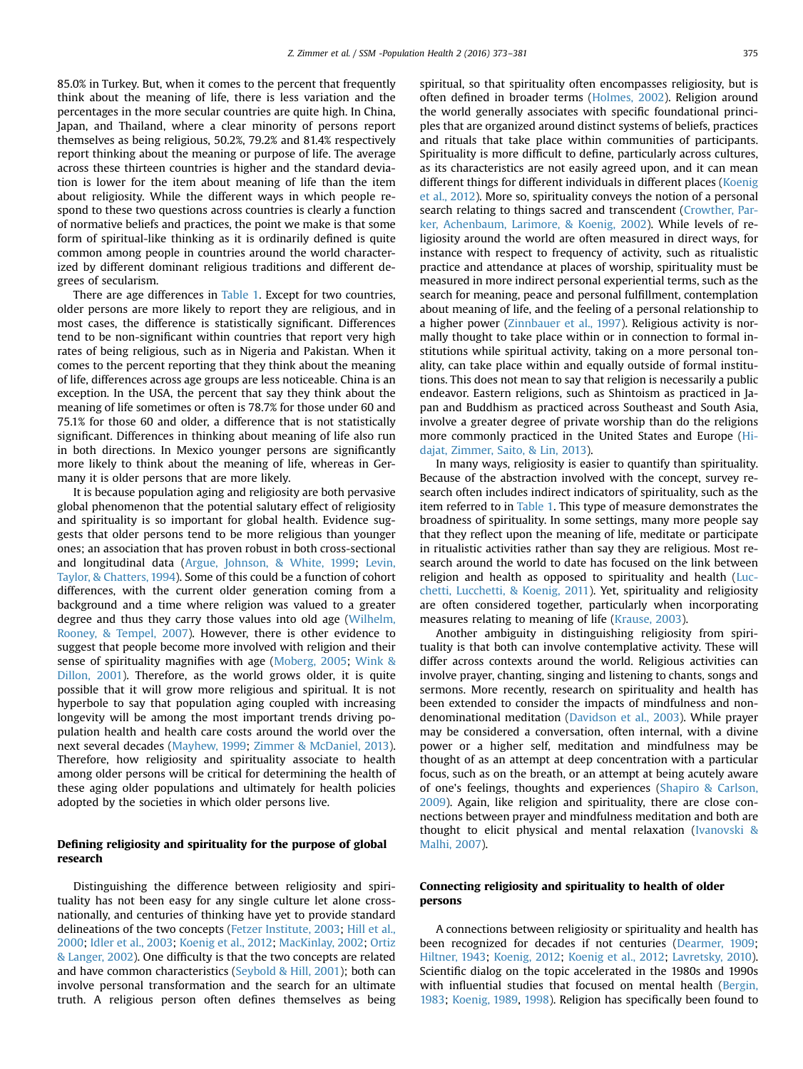85.0% in Turkey. But, when it comes to the percent that frequently think about the meaning of life, there is less variation and the percentages in the more secular countries are quite high. In China, Japan, and Thailand, where a clear minority of persons report themselves as being religious, 50.2%, 79.2% and 81.4% respectively report thinking about the meaning or purpose of life. The average across these thirteen countries is higher and the standard deviation is lower for the item about meaning of life than the item about religiosity. While the different ways in which people respond to these two questions across countries is clearly a function of normative beliefs and practices, the point we make is that some form of spiritual-like thinking as it is ordinarily defined is quite common among people in countries around the world characterized by different dominant religious traditions and different degrees of secularism.

There are age differences in Table 1. Except for two countries, older persons are more likely to report they are religious, and in most cases, the difference is statistically significant. Differences tend to be non-significant within countries that report very high rates of being religious, such as in Nigeria and Pakistan. When it comes to the percent reporting that they think about the meaning of life, differences across age groups are less noticeable. China is an exception. In the USA, the percent that say they think about the meaning of life sometimes or often is 78.7% for those under 60 and 75.1% for those 60 and older, a difference that is not statistically significant. Differences in thinking about meaning of life also run in both directions. In Mexico younger persons are significantly more likely to think about the meaning of life, whereas in Germany it is older persons that are more likely.

It is because population aging and religiosity are both pervasive global phenomenon that the potential salutary effect of religiosity and spirituality is so important for global health. Evidence suggests that older persons tend to be more religious than younger ones; an association that has proven robust in both cross-sectional and longitudinal data (Argue, Johnson, & White, 1999; Levin, Taylor, & Chatters, 1994). Some of this could be a function of cohort differences, with the current older generation coming from a background and a time where religion was valued to a greater degree and thus they carry those values into old age (Wilhelm, Rooney, & Tempel, 2007). However, there is other evidence to suggest that people become more involved with religion and their sense of spirituality magnifies with age (Moberg, 2005; Wink & Dillon, 2001). Therefore, as the world grows older, it is quite possible that it will grow more religious and spiritual. It is not hyperbole to say that population aging coupled with increasing longevity will be among the most important trends driving population health and health care costs around the world over the next several decades (Mayhew, 1999; Zimmer & McDaniel, 2013). Therefore, how religiosity and spirituality associate to health among older persons will be critical for determining the health of these aging older populations and ultimately for health policies adopted by the societies in which older persons live.

## Defining religiosity and spirituality for the purpose of global research

Distinguishing the difference between religiosity and spirituality has not been easy for any single culture let alone cross-nationally, and centuries of thinking have yet to provide standard delineations of the two concepts (Fetzer Institute, 2003; Hill et al., 2000; Idler et al., 2003; Koenig et al., 2012; MacKinlay, 2002; Ortiz & Langer, 2002). One difficulty is that the two concepts are related and have common characteristics (Seybold & Hill, 2001); both can involve personal transformation and the search for an ultimate truth. A religious person often defines themselves as being spiritual, so that spirituality often encompasses religiosity, but is often defined in broader terms (Holmes, 2002). Religion around the world generally associates with specific foundational principles that are organized around distinct systems of beliefs, practices and rituals that take place within communities of participants. Spirituality is more difficult to define, particularly across cultures, as its characteristics are not easily agreed upon, and it can mean different things for different individuals in different places (Koenig et al., 2012). More so, spirituality conveys the notion of a personal search relating to things sacred and transcendent (Crowther, Parker, Achenbaum, Larimore, & Koenig, 2002). While levels of religiosity around the world are often measured in direct ways, for instance with respect to frequency of activity, such as ritualistic practice and attendance at places of worship, spirituality must be measured in more indirect personal experiential terms, such as the search for meaning, peace and personal fulfillment, contemplation about meaning of life, and the feeling of a personal relationship to a higher power (Zinnbauer et al., 1997). Religious activity is normally thought to take place within or in connection to formal institutions while spiritual activity, taking on a more personal tonality, can take place within and equally outside of formal institutions. This does not mean to say that religion is necessarily a public endeavor. Eastern religions, such as Shintoism as practiced in Japan and Buddhism as practiced across Southeast and South Asia, involve a greater degree of private worship than do the religions more commonly practiced in the United States and Europe (Hidajat, Zimmer, Saito, & Lin, 2013).

In many ways, religiosity is easier to quantify than spirituality. Because of the abstraction involved with the concept, survey research often includes indirect indicators of spirituality, such as the item referred to in Table 1. This type of measure demonstrates the broadness of spirituality. In some settings, many more people say that they reflect upon the meaning of life, meditate or participate in ritualistic activities rather than say they are religious. Most research around the world to date has focused on the link between religion and health as opposed to spirituality and health (Lucchetti, Lucchetti, & Koenig, 2011). Yet, spirituality and religiosity are often considered together, particularly when incorporating measures relating to meaning of life (Krause, 2003).

Another ambiguity in distinguishing religiosity from spirituality is that both can involve contemplative activity. These will differ across contexts around the world. Religious activities can involve prayer, chanting, singing and listening to chants, songs and sermons. More recently, research on spirituality and health has been extended to consider the impacts of mindfulness and non-denominational meditation (Davidson et al., 2003). While prayer may be considered a conversation, often internal, with a divine power or a higher self, meditation and mindfulness may be thought of as an attempt at deep concentration with a particular focus, such as on the breath, or an attempt at being acutely aware of one's feelings, thoughts and experiences (Shapiro & Carlson, 2009). Again, like religion and spirituality, there are close connections between prayer and mindfulness meditation and both are thought to elicit physical and mental relaxation (Ivanovski & Malhi, 2007).

## Connecting religiosity and spirituality to health of older persons

A connections between religiosity or spirituality and health has been recognized for decades if not centuries (Dearmer, 1909; Hiltner, 1943; Koenig, 2012; Koenig et al., 2012; Lavretsky, 2010). Scientific dialog on the topic accelerated in the 1980s and 1990s with influential studies that focused on mental health (Bergin, 1983; Koenig, 1989, 1998). Religion has specifically been found to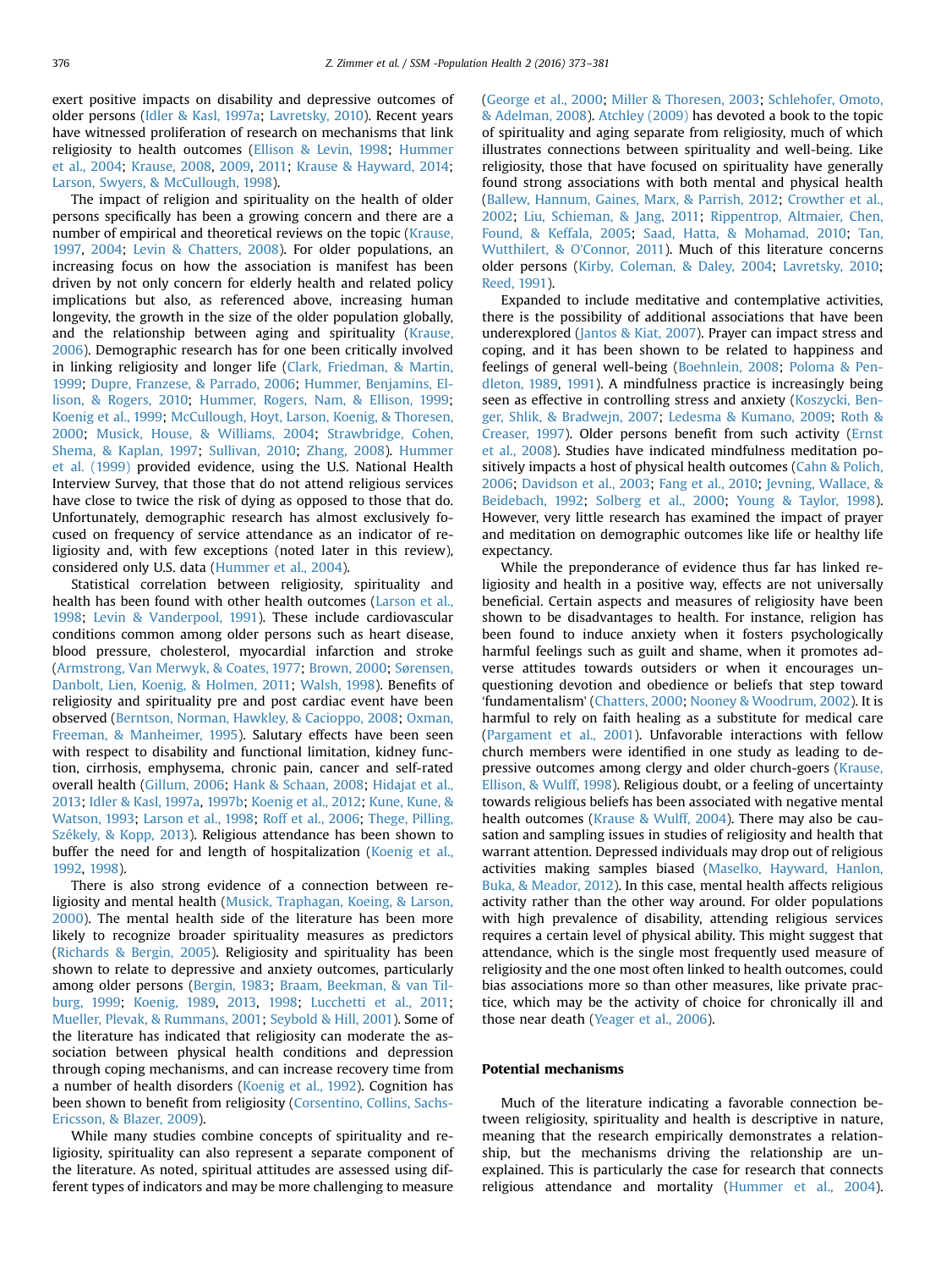exert positive impacts on disability and depressive outcomes of older persons (Idler & Kasl, 1997a; Lavretsky, 2010). Recent years have witnessed proliferation of research on mechanisms that link religiosity to health outcomes (Ellison & Levin, 1998; Hummer et al., 2004; Krause, 2008, 2009, 2011; Krause & Hayward, 2014; Larson, Swyers, & McCullough, 1998).

The impact of religion and spirituality on the health of older persons specifically has been a growing concern and there are a number of empirical and theoretical reviews on the topic (Krause, 1997, 2004; Levin & Chatters, 2008). For older populations, an increasing focus on how the association is manifest has been driven by not only concern for elderly health and related policy implications but also, as referenced above, increasing human longevity, the growth in the size of the older population globally, and the relationship between aging and spirituality (Krause, 2006). Demographic research has for one been critically involved in linking religiosity and longer life (Clark, Friedman, & Martin, 1999; Dupre, Franzese, & Parrado, 2006; Hummer, Benjamins, Ellison, & Rogers, 2010; Hummer, Rogers, Nam, & Ellison, 1999; Koenig et al., 1999; McCullough, Hoyt, Larson, Koenig, & Thoresen, 2000; Musick, House, & Williams, 2004; Strawbridge, Cohen, Shema, & Kaplan, 1997; Sullivan, 2010; Zhang, 2008). Hummer et al. (1999) provided evidence, using the U.S. National Health Interview Survey, that those that do not attend religious services have close to twice the risk of dying as opposed to those that do. Unfortunately, demographic research has almost exclusively focused on frequency of service attendance as an indicator of religiosity and, with few exceptions (noted later in this review), considered only U.S. data (Hummer et al., 2004).

Statistical correlation between religiosity, spirituality and health has been found with other health outcomes (Larson et al., 1998; Levin & Vanderpool, 1991). These include cardiovascular conditions common among older persons such as heart disease, blood pressure, cholesterol, myocardial infarction and stroke (Armstrong, Van Merwyk, & Coates, 1977; Brown, 2000; Sørensen, Danbolt, Lien, Koenig, & Holmen, 2011; Walsh, 1998). Benefits of religiosity and spirituality pre and post cardiac event have been observed (Berntson, Norman, Hawkley, & Cacioppo, 2008; Oxman, Freeman, & Manheimer, 1995). Salutary effects have been seen with respect to disability and functional limitation, kidney function, cirrhosis, emphysema, chronic pain, cancer and self-rated overall health (Gillum, 2006; Hank & Schaan, 2008; Hidajat et al., 2013; Idler & Kasl, 1997a, 1997b; Koenig et al., 2012; Kune, Kune, & Watson, 1993; Larson et al., 1998; Roff et al., 2006; Thege, Pilling, Székely, & Kopp, 2013). Religious attendance has been shown to buffer the need for and length of hospitalization (Koenig et al., 1992, 1998).

There is also strong evidence of a connection between religiosity and mental health (Musick, Traphagan, Koeing, & Larson, 2000). The mental health side of the literature has been more likely to recognize broader spirituality measures as predictors (Richards & Bergin, 2005). Religiosity and spirituality has been shown to relate to depressive and anxiety outcomes, particularly among older persons (Bergin, 1983; Braam, Beekman, & van Tilburg, 1999; Koenig, 1989, 2013, 1998; Lucchetti et al., 2011; Mueller, Plevak, & Rummans, 2001; Seybold & Hill, 2001). Some of the literature has indicated that religiosity can moderate the association between physical health conditions and depression through coping mechanisms, and can increase recovery time from a number of health disorders (Koenig et al., 1992). Cognition has been shown to benefit from religiosity (Corsentino, Collins, Sachs-Ericsson, & Blazer, 2009).

While many studies combine concepts of spirituality and religiosity, spirituality can also represent a separate component of the literature. As noted, spiritual attitudes are assessed using different types of indicators and may be more challenging to measure (George et al., 2000; Miller & Thoresen, 2003; Schlehofer, Omoto, & Adelman, 2008). Atchley (2009) has devoted a book to the topic of spirituality and aging separate from religiosity, much of which illustrates connections between spirituality and well-being. Like religiosity, those that have focused on spirituality have generally found strong associations with both mental and physical health (Ballew, Hannum, Gaines, Marx, & Parrish, 2012; Crowther et al., 2002; Liu, Schieman, & Jang, 2011; Rippentrop, Altmaier, Chen, Found, & Keffala, 2005; Saad, Hatta, & Mohamad, 2010; Tan, Wutthilert, & O'Connor, 2011). Much of this literature concerns older persons (Kirby, Coleman, & Daley, 2004; Lavretsky, 2010; Reed, 1991).

Expanded to include meditative and contemplative activities, there is the possibility of additional associations that have been underexplored (Jantos & Kiat, 2007). Prayer can impact stress and coping, and it has been shown to be related to happiness and feelings of general well-being (Boehnlein, 2008; Poloma & Pendleton, 1989, 1991). A mindfulness practice is increasingly being seen as effective in controlling stress and anxiety (Koszycki, Benger, Shlik, & Bradwejn, 2007; Ledesma & Kumano, 2009; Roth & Creaser, 1997). Older persons benefit from such activity (Ernst et al., 2008). Studies have indicated mindfulness meditation positively impacts a host of physical health outcomes (Cahn & Polich, 2006; Davidson et al., 2003; Fang et al., 2010; Jevning, Wallace, & Beidebach, 1992; Solberg et al., 2000; Young & Taylor, 1998). However, very little research has examined the impact of prayer and meditation on demographic outcomes like life or healthy life expectancy.

While the preponderance of evidence thus far has linked religiosity and health in a positive way, effects are not universally beneficial. Certain aspects and measures of religiosity have been shown to be disadvantages to health. For instance, religion has been found to induce anxiety when it fosters psychologically harmful feelings such as guilt and shame, when it promotes adverse attitudes towards outsiders or when it encourages unquestioning devotion and obedience or beliefs that step toward 'fundamentalism' (Chatters, 2000; Nooney & Woodrum, 2002). It is harmful to rely on faith healing as a substitute for medical care (Pargament et al., 2001). Unfavorable interactions with fellow church members were identified in one study as leading to depressive outcomes among clergy and older church-goers (Krause, Ellison, & Wulff, 1998). Religious doubt, or a feeling of uncertainty towards religious beliefs has been associated with negative mental health outcomes (Krause & Wulff, 2004). There may also be causation and sampling issues in studies of religiosity and health that warrant attention. Depressed individuals may drop out of religious activities making samples biased (Maselko, Hayward, Hanlon, Buka, & Meador, 2012). In this case, mental health affects religious activity rather than the other way around. For older populations with high prevalence of disability, attending religious services requires a certain level of physical ability. This might suggest that attendance, which is the single most frequently used measure of religiosity and the one most often linked to health outcomes, could bias associations more so than other measures, like private practice, which may be the activity of choice for chronically ill and those near death (Yeager et al., 2006).

## Potential mechanisms

Much of the literature indicating a favorable connection between religiosity, spirituality and health is descriptive in nature, meaning that the research empirically demonstrates a relationship, but the mechanisms driving the relationship are unexplained. This is particularly the case for research that connects religious attendance and mortality (Hummer et al., 2004).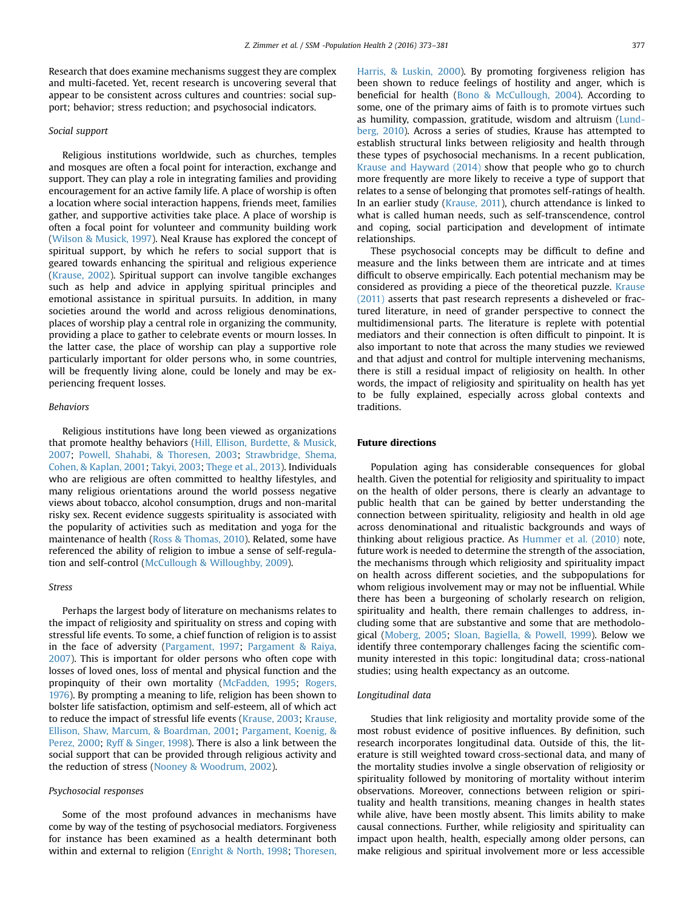Research that does examine mechanisms suggest they are complex and multi-faceted. Yet, recent research is uncovering several that appear to be consistent across cultures and countries: social support; behavior; stress reduction; and psychosocial indicators.

### *Social support*

Religious institutions worldwide, such as churches, temples and mosques are often a focal point for interaction, exchange and support. They can play a role in integrating families and providing encouragement for an active family life. A place of worship is often a location where social interaction happens, friends meet, families gather, and supportive activities take place. A place of worship is often a focal point for volunteer and community building work (Wilson & Musick, 1997). Neal Krause has explored the concept of spiritual support, by which he refers to social support that is geared towards enhancing the spiritual and religious experience (Krause, 2002). Spiritual support can involve tangible exchanges such as help and advice in applying spiritual principles and emotional assistance in spiritual pursuits. In addition, in many societies around the world and across religious denominations, places of worship play a central role in organizing the community, providing a place to gather to celebrate events or mourn losses. In the latter case, the place of worship can play a supportive role particularly important for older persons who, in some countries, will be frequently living alone, could be lonely and may be experiencing frequent losses.

### *Behaviors*

Religious institutions have long been viewed as organizations that promote healthy behaviors (Hill, Ellison, Burdette, & Musick, 2007; Powell, Shahabi, & Thoresen, 2003; Strawbridge, Shema, Cohen, & Kaplan, 2001; Takyi, 2003; Thege et al., 2013). Individuals who are religious are often committed to healthy lifestyles, and many religious orientations around the world possess negative views about tobacco, alcohol consumption, drugs and non-marital risky sex. Recent evidence suggests spirituality is associated with the popularity of activities such as meditation and yoga for the maintenance of health (Ross & Thomas, 2010). Related, some have referenced the ability of religion to imbue a sense of self-regulation and self-control (McCullough & Willoughby, 2009).

### *Stress*

Perhaps the largest body of literature on mechanisms relates to the impact of religiosity and spirituality on stress and coping with stressful life events. To some, a chief function of religion is to assist in the face of adversity (Pargament, 1997; Pargament & Raiya, 2007). This is important for older persons who often cope with losses of loved ones, loss of mental and physical function and the propinquity of their own mortality (McFadden, 1995; Rogers, 1976). By prompting a meaning to life, religion has been shown to bolster life satisfaction, optimism and self-esteem, all of which act to reduce the impact of stressful life events (Krause, 2003; Krause, Ellison, Shaw, Marcum, & Boardman, 2001; Pargament, Koenig, & Perez, 2000; Ryff & Singer, 1998). There is also a link between the social support that can be provided through religious activity and the reduction of stress (Nooney & Woodrum, 2002).

### *Psychosocial responses*

Some of the most profound advances in mechanisms have come by way of the testing of psychosocial mediators. Forgiveness for instance has been examined as a health determinant both within and external to religion (Enright & North, 1998; Thoresen, Harris, & Luskin, 2000). By promoting forgiveness religion has been shown to reduce feelings of hostility and anger, which is beneficial for health (Bono & McCullough, 2004). According to some, one of the primary aims of faith is to promote virtues such as humility, compassion, gratitude, wisdom and altruism (Lundberg, 2010). Across a series of studies, Krause has attempted to establish structural links between religiosity and health through these types of psychosocial mechanisms. In a recent publication, Krause and Hayward (2014) show that people who go to church more frequently are more likely to receive a type of support that relates to a sense of belonging that promotes self-ratings of health. In an earlier study (Krause, 2011), church attendance is linked to what is called human needs, such as self-transcendence, control and coping, social participation and development of intimate relationships.

These psychosocial concepts may be difficult to define and measure and the links between them are intricate and at times difficult to observe empirically. Each potential mechanism may be considered as providing a piece of the theoretical puzzle. Krause (2011) asserts that past research represents a disheveled or fractured literature, in need of grander perspective to connect the multidimensional parts. The literature is replete with potential mediators and their connection is often difficult to pinpoint. It is also important to note that across the many studies we reviewed and that adjust and control for multiple intervening mechanisms, there is still a residual impact of religiosity on health. In other words, the impact of religiosity and spirituality on health has yet to be fully explained, especially across global contexts and traditions.

## **Future directions**

Population aging has considerable consequences for global health. Given the potential for religiosity and spirituality to impact on the health of older persons, there is clearly an advantage to public health that can be gained by better understanding the connection between spirituality, religiosity and health in old age across denominational and ritualistic backgrounds and ways of thinking about religious practice. As Hummer et al. (2010) note, future work is needed to determine the strength of the association, the mechanisms through which religiosity and spirituality impact on health across different societies, and the subpopulations for whom religious involvement may or may not be influential. While there has been a burgeoning of scholarly research on religion, spirituality and health, there remain challenges to address, including some that are substantive and some that are methodological (Moberg, 2005; Sloan, Bagiella, & Powell, 1999). Below we identify three contemporary challenges facing the scientific community interested in this topic: longitudinal data; cross-national studies; using health expectancy as an outcome.

### *Longitudinal data*

Studies that link religiosity and mortality provide some of the most robust evidence of positive influences. By definition, such research incorporates longitudinal data. Outside of this, the literature is still weighted toward cross-sectional data, and many of the mortality studies involve a single observation of religiosity or spirituality followed by monitoring of mortality without interim observations. Moreover, connections between religion or spirituality and health transitions, meaning changes in health states while alive, have been mostly absent. This limits ability to make causal connections. Further, while religiosity and spirituality can impact upon health, health, especially among older persons, can make religious and spiritual involvement more or less accessible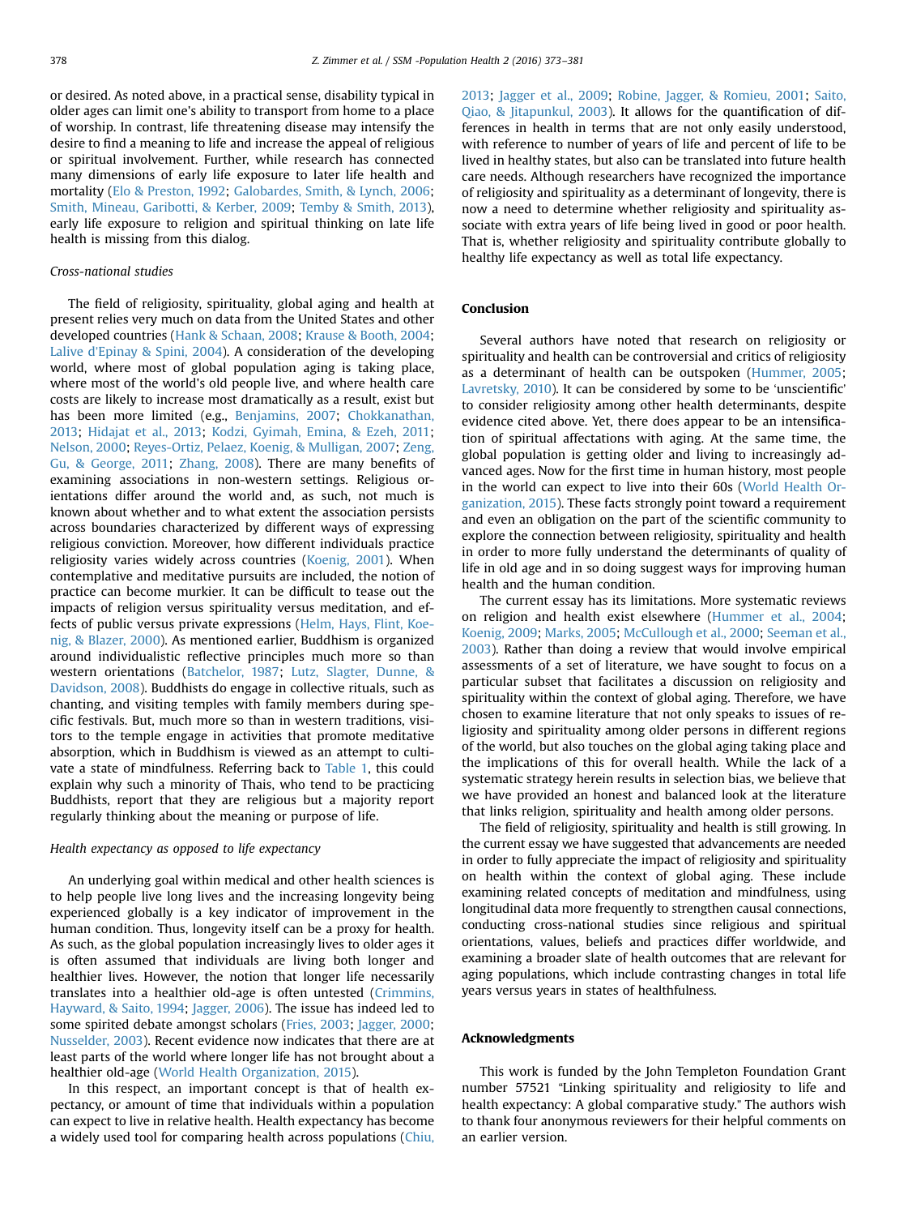or desired. As noted above, in a practical sense, disability typical in older ages can limit one's ability to transport from home to a place of worship. In contrast, life threatening disease may intensify the desire to find a meaning to life and increase the appeal of religious or spiritual involvement. Further, while research has connected many dimensions of early life exposure to later life health and mortality (Elo & Preston, 1992; Galobardes, Smith, & Lynch, 2006; Smith, Mineau, Garibotti, & Kerber, 2009; Temby & Smith, 2013), early life exposure to religion and spiritual thinking on late life health is missing from this dialog.

*Cross-national studies*

The field of religiosity, spirituality, global aging and health at present relies very much on data from the United States and other developed countries (Hank & Schaan, 2008; Krause & Booth, 2004; Lalive d'Epinay & Spini, 2004). A consideration of the developing world, where most of global population aging is taking place, where most of the world's old people live, and where health care costs are likely to increase most dramatically as a result, exist but has been more limited (e.g., Benjamins, 2007; Chokkanathan, 2013; Hidajat et al., 2013; Kodzi, Gyimah, Emina, & Ezeh, 2011; Nelson, 2000; Reyes-Ortiz, Pelaez, Koenig, & Mulligan, 2007; Zeng, Gu, & George, 2011; Zhang, 2008). There are many benefits of examining associations in non-western settings. Religious orientations differ around the world and, as such, not much is known about whether and to what extent the association persists across boundaries characterized by different ways of expressing religious conviction. Moreover, how different individuals practice religiosity varies widely across countries (Koenig, 2001). When contemplative and meditative pursuits are included, the notion of practice can become murkier. It can be difficult to tease out the impacts of religion versus spirituality versus meditation, and effects of public versus private expressions (Helm, Hays, Flint, Koenig, & Blazer, 2000). As mentioned earlier, Buddhism is organized around individualistic reflective principles much more so than western orientations (Batchelor, 1987; Lutz, Slagter, Dunne, & Davidson, 2008). Buddhists do engage in collective rituals, such as chanting, and visiting temples with family members during specific festivals. But, much more so than in western traditions, visitors to the temple engage in activities that promote meditative absorption, which in Buddhism is viewed as an attempt to cultivate a state of mindfulness. Referring back to Table 1, this could explain why such a minority of Thais, who tend to be practicing Buddhists, report that they are religious but a majority report regularly thinking about the meaning or purpose of life.

*Health expectancy as opposed to life expectancy*

An underlying goal within medical and other health sciences is to help people live long lives and the increasing longevity being experienced globally is a key indicator of improvement in the human condition. Thus, longevity itself can be a proxy for health. As such, as the global population increasingly lives to older ages it is often assumed that individuals are living both longer and healthier lives. However, the notion that longer life necessarily translates into a healthier old-age is often untested (Crimmins, Hayward, & Saito, 1994; Jagger, 2006). The issue has indeed led to some spirited debate amongst scholars (Fries, 2003; Jagger, 2000; Nusselder, 2003). Recent evidence now indicates that there are at least parts of the world where longer life has not brought about a healthier old-age (World Health Organization, 2015).

In this respect, an important concept is that of health expectancy, or amount of time that individuals within a population can expect to live in relative health. Health expectancy has become a widely used tool for comparing health across populations (Chiu, 2013; Jagger et al., 2009; Robine, Jagger, & Romieu, 2001; Saito, Qiao, & Jitapunkul, 2003). It allows for the quantification of differences in health in terms that are not only easily understood, with reference to number of years of life and percent of life to be lived in healthy states, but also can be translated into future health care needs. Although researchers have recognized the importance of religiosity and spirituality as a determinant of longevity, there is now a need to determine whether religiosity and spirituality associate with extra years of life being lived in good or poor health. That is, whether religiosity and spirituality contribute globally to healthy life expectancy as well as total life expectancy.

## Conclusion

Several authors have noted that research on religiosity or spirituality and health can be controversial and critics of religiosity as a determinant of health can be outspoken (Hummer, 2005; Lavretsky, 2010). It can be considered by some to be 'unscientific' to consider religiosity among other health determinants, despite evidence cited above. Yet, there does appear to be an intensification of spiritual affectations with aging. At the same time, the global population is getting older and living to increasingly advanced ages. Now for the first time in human history, most people in the world can expect to live into their 60s (World Health Organization, 2015). These facts strongly point toward a requirement and even an obligation on the part of the scientific community to explore the connection between religiosity, spirituality and health in order to more fully understand the determinants of quality of life in old age and in so doing suggest ways for improving human health and the human condition.

The current essay has its limitations. More systematic reviews on religion and health exist elsewhere (Hummer et al., 2004; Koenig, 2009; Marks, 2005; McCullough et al., 2000; Seeman et al., 2003). Rather than doing a review that would involve empirical assessments of a set of literature, we have sought to focus on a particular subset that facilitates a discussion on religiosity and spirituality within the context of global aging. Therefore, we have chosen to examine literature that not only speaks to issues of religiosity and spirituality among older persons in different regions of the world, but also touches on the global aging taking place and the implications of this for overall health. While the lack of a systematic strategy herein results in selection bias, we believe that we have provided an honest and balanced look at the literature that links religion, spirituality and health among older persons.

The field of religiosity, spirituality and health is still growing. In the current essay we have suggested that advancements are needed in order to fully appreciate the impact of religiosity and spirituality on health within the context of global aging. These include examining related concepts of meditation and mindfulness, using longitudinal data more frequently to strengthen causal connections, conducting cross-national studies since religious and spiritual orientations, values, beliefs and practices differ worldwide, and examining a broader slate of health outcomes that are relevant for aging populations, which include contrasting changes in total life years versus years in states of healthfulness.

## Acknowledgments

This work is funded by the John Templeton Foundation Grant number 57521 "Linking spirituality and religiosity to life and health expectancy: A global comparative study." The authors wish to thank four anonymous reviewers for their helpful comments on an earlier version.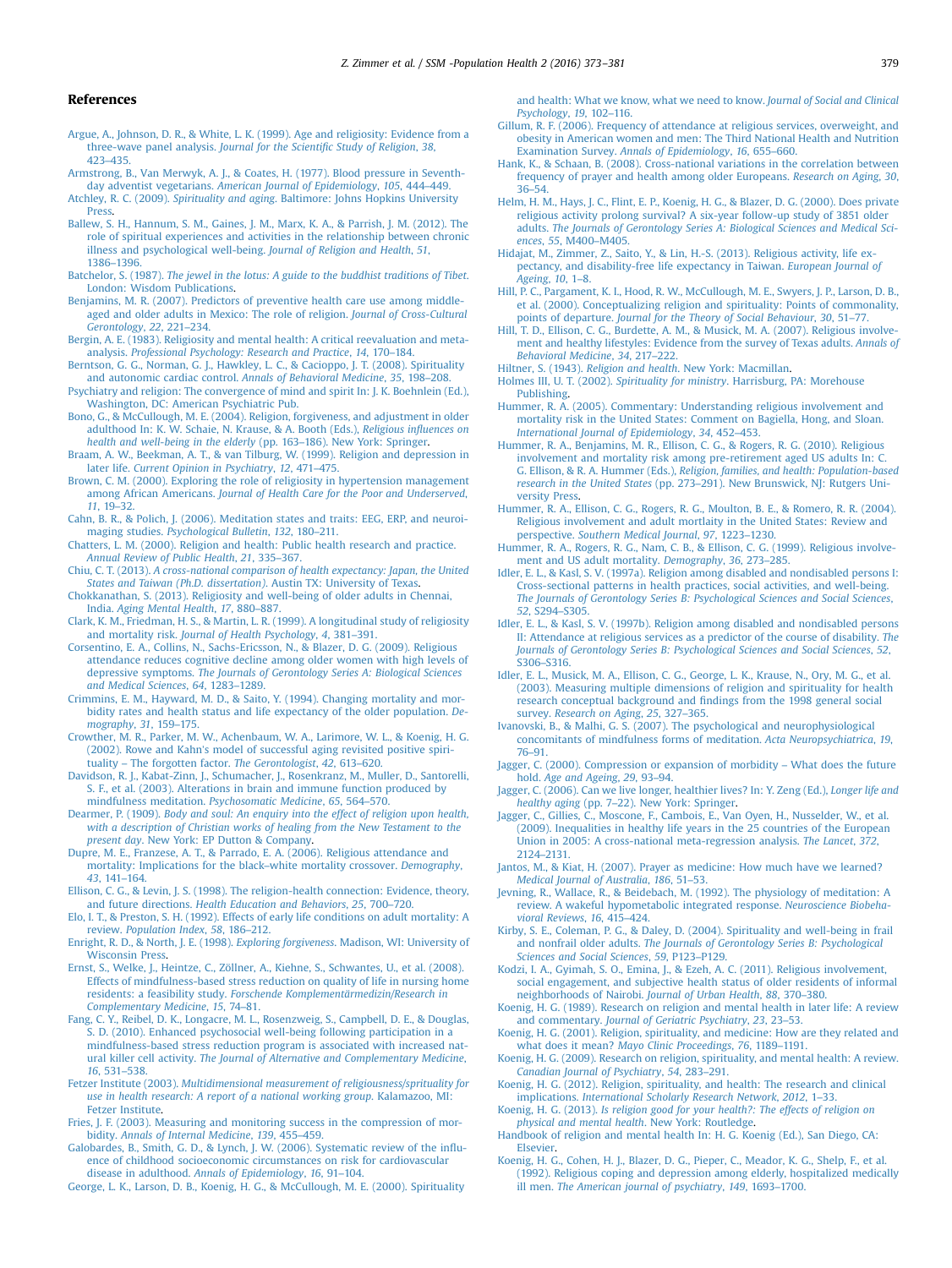## References

Argue, A., Johnson, D. R., & White, L. K. (1999). Age and religiosity: Evidence from a three-wave panel analysis. *Journal for the Scientific Study of Religion*, *38*, 423–435.

Armstrong, B., Van Merwyk, A. J., & Coates, H. (1977). Blood pressure in Seventh-day adventist vegetarians. *American Journal of Epidemiology*, *105*, 444–449.

Atchley, R. C. (2009). *Spirituality and aging*. Baltimore: Johns Hopkins University Press.

Ballew, S. H., Hannum, S. M., Gaines, J. M., Marx, K. A., & Parrish, J. M. (2012). The role of spiritual experiences and activities in the relationship between chronic illness and psychological well-being. *Journal of Religion and Health*, *51*, 1386–1396.

Batchelor, S. (1987). *The jewel in the lotus: A guide to the buddhist traditions of Tibet*. London: Wisdom Publications.

Benjamins, M. R. (2007). Predictors of preventive health care use among middle-aged and older adults in Mexico: The role of religion. *Journal of Cross-Cultural Gerontology*, *22*, 221–234.

Bergin, A. E. (1983). Religiosity and mental health: A critical reevaluation and meta-analysis. *Professional Psychology: Research and Practice*, *14*, 170–184.

Berntson, G. G., Norman, G. J., Hawkley, L. C., & Cacioppo, J. T. (2008). Spirituality and autonomic cardiac control. *Annals of Behavioral Medicine*, *35*, 198–208.

Psychiatry and religion: The convergence of mind and spirit In: J. K. Boehnlein (Ed.), Washington, DC: American Psychiatric Pub.

Bono, G., & McCullough, M. E. (2004). Religion, forgiveness, and adjustment in older adulthood In: K. W. Schaie, N. Krause, & A. Booth (Eds.), *Religious influences on health and well-being in the elderly* (pp. 163–186). New York: Springer.

Braam, A. W., Beekman, A. T., & van Tilburg, W. (1999). Religion and depression in later life. *Current Opinion in Psychiatry*, *12*, 471–475.

Brown, C. M. (2000). Exploring the role of religiosity in hypertension management among African Americans. *Journal of Health Care for the Poor and Underserved*, *11*, 19–32.

Cahn, B. R., & Polich, J. (2006). Meditation states and traits: EEG, ERP, and neuroimaging studies. *Psychological Bulletin*, *132*, 180–211.

Chatters, L. M. (2000). Religion and health: Public health research and practice. *Annual Review of Public Health*, *21*, 335–367.

Chiu, C. T. (2013). *A cross-national comparison of health expectancy: Japan, the United States and Taiwan (Ph.D. dissertation)*. Austin TX: University of Texas.

Chokkanathan, S. (2013). Religiosity and well-being of older adults in Chennai, India. *Aging Mental Health*, *17*, 880–887.

Clark, K. M., Friedman, H. S., & Martin, L. R. (1999). A longitudinal study of religiosity and mortality risk. *Journal of Health Psychology*, *4*, 381–391.

Corsentino, E. A., Collins, N., Sachs-Ericsson, N., & Blazer, D. G. (2009). Religious attendance reduces cognitive decline among older women with high levels of depressive symptoms. *The Journals of Gerontology Series A: Biological Sciences and Medical Sciences*, *64*, 1283–1289.

Crimmins, E. M., Hayward, M. D., & Saito, Y. (1994). Changing mortality and morbidity rates and health status and life expectancy of the older population. *Demography*, *31*, 159–175.

Crowther, M. R., Parker, M. W., Achenbaum, W. A., Larimore, W. L., & Koenig, H. G. (2002). Rowe and Kahn's model of successful aging revisited positive spirituality – The forgotten factor. *The Gerontologist*, *42*, 613–620.

Davidson, R. J., Kabat-Zinn, J., Schumacher, J., Rosenkranz, M., Muller, D., Santorelli, S. F., et al. (2003). Alterations in brain and immune function produced by mindfulness meditation. *Psychosomatic Medicine*, *65*, 564–570.

Dearmer, P. (1909). *Body and soul: An enquiry into the effect of religion upon health, with a description of Christian works of healing from the New Testament to the present day*. New York: EP Dutton & Company.

Dupre, M. E., Franzese, A. T., & Parrado, E. A. (2006). Religious attendance and mortality: Implications for the black–white mortality crossover. *Demography*, *43*, 141–164.

Ellison, C. G., & Levin, J. S. (1998). The religion-health connection: Evidence, theory, and future directions. *Health Education and Behaviors*, *25*, 700–720.

Elo, I. T., & Preston, S. H. (1992). Effects of early life conditions on adult mortality: A review. *Population Index*, *58*, 186–212.

Enright, R. D., & North, J. E. (1998). *Exploring forgiveness*. Madison, WI: University of Wisconsin Press.

Ernst, S., Welke, J., Heintze, C., Zöllner, A., Kiehne, S., Schwantes, U., et al. (2008). Effects of mindfulness-based stress reduction on quality of life in nursing home residents: a feasibility study. *Forschende Komplementärmedizin/Research in Complementary Medicine*, *15*, 74–81.

Fang, C. Y., Reibel, D. K., Longacre, M. L., Rosenzweig, S., Campbell, D. E., & Douglas, S. D. (2010). Enhanced psychosocial well-being following participation in a mindfulness-based stress reduction program is associated with increased natural killer cell activity. *The Journal of Alternative and Complementary Medicine*, *16*, 531–538.

Fetzer Institute (2003). *Multidimensional measurement of religiousness/spirituality for use in health research: A report of a national working group*. Kalamazoo, MI: Fetzer Institute.

Fries, J. F. (2003). Measuring and monitoring success in the compression of morbidity. *Annals of Internal Medicine*, *139*, 455–459.

Galobardes, B., Smith, G. D., & Lynch, J. W. (2006). Systematic review of the influence of childhood socioeconomic circumstances on risk for cardiovascular disease in adulthood. *Annals of Epidemiology*, *16*, 91–104.

George, L. K., Larson, D. B., Koenig, H. G., & McCullough, M. E. (2000). Spirituality and health: What we know, what we need to know. *Journal of Social and Clinical Psychology*, *19*, 102–116.

Gillum, R. F. (2006). Frequency of attendance at religious services, overweight, and obesity in American women and men: The Third National Health and Nutrition Examination Survey. *Annals of Epidemiology*, *16*, 655–660.

Hank, K., & Schaan, B. (2008). Cross-national variations in the correlation between frequency of prayer and health among older Europeans. *Research on Aging*, *30*, 36–54.

Helm, H. M., Hays, J. C., Flint, E. P., Koenig, H. G., & Blazer, D. G. (2000). Does private religious activity prolong survival? A six-year follow-up study of 3851 older adults. *The Journals of Gerontology Series A: Biological Sciences and Medical Sciences*, *55*, M400–M405.

Hidajat, M., Zimmer, Z., Saito, Y., & Lin, H.-S. (2013). Religious activity, life expectancy, and disability-free life expectancy in Taiwan. *European Journal of Ageing*, *10*, 1–8.

Hill, P. C., Pargament, K. I., Hood, R. W., McCullough, M. E., Swyers, J. P., Larson, D. B., et al. (2000). Conceptualizing religion and spirituality: Points of commonality, points of departure. *Journal for the Theory of Social Behaviour*, *30*, 51–77.

Hill, T. D., Ellison, C. G., Burdette, A. M., & Musick, M. A. (2007). Religious involvement and healthy lifestyles: Evidence from the survey of Texas adults. *Annals of Behavioral Medicine*, *34*, 217–222.

Hiltner, S. (1943). *Religion and health*. New York: Macmillan.

Holmes III, U. T. (2002). *Spirituality for ministry*. Harrisburg, PA: Morehouse Publishing.

Hummer, R. A. (2005). Commentary: Understanding religious involvement and mortality risk in the United States: Comment on Bagiella, Hong, and Sloan. *International Journal of Epidemiology*, *34*, 452–453.

Hummer, R. A., Benjamins, M. R., Ellison, C. G., & Rogers, R. G. (2010). Religious involvement and mortality risk among pre-retirement aged US adults In: C. G. Ellison, & R. A. Hummer (Eds.), *Religion, families, and health: Population-based research in the United States* (pp. 273–291). New Brunswick, NJ: Rutgers University Press.

Hummer, R. A., Ellison, C. G., Rogers, R. G., Moulton, B. E., & Romero, R. R. (2004). Religious involvement and adult mortality in the United States: Review and perspective. *Southern Medical Journal*, *97*, 1223–1230.

Hummer, R. A., Rogers, R. G., Nam, C. B., & Ellison, C. G. (1999). Religious involvement and US adult mortality. *Demography*, *36*, 273–285.

Idler, E. L., & Kasl, S. V. (1997a). Religion among disabled and nondisabled persons I: Cross-sectional patterns in health practices, social activities, and well-being. *The Journals of Gerontology Series B: Psychological Sciences and Social Sciences*, *52*, S294–S305.

Idler, E. L., & Kasl, S. V. (1997b). Religion among disabled and nondisabled persons II: Attendance at religious services as a predictor of the course of disability. *The Journals of Gerontology Series B: Psychological Sciences and Social Sciences*, *52*, S306–S316.

Idler, E. L., Musick, M. A., Ellison, C. G., George, L. K., Krause, N., Ory, M. G., et al. (2003). Measuring multiple dimensions of religion and spirituality for health research conceptual background and findings from the 1998 general social survey. *Research on Aging*, *25*, 327–365.

Ivanovski, B., & Malhi, G. S. (2007). The psychological and neurophysiological concomitants of mindfulness forms of meditation. *Acta Neuropsychiatrica*, *19*, 76–91.

Jagger, C. (2000). Compression or expansion of morbidity – What does the future hold. *Age and Ageing*, *29*, 93–94.

Jagger, C. (2006). Can we live longer, healthier lives? In: Y. Zeng (Ed.), *Longer life and healthy aging* (pp. 7–22). New York: Springer.

Jagger, C., Gillies, C., Moscone, F., Cambois, E., Van Oyen, H., Nusselder, W., et al. (2009). Inequalities in healthy life years in the 25 countries of the European Union in 2005: A cross-national meta-regression analysis. *The Lancet*, *372*, 2124–2131.

Jantos, M., & Kiat, H. (2007). Prayer as medicine: How much have we learned? *Medical Journal of Australia*, *186*, 51–53.

Jevning, R., Wallace, R., & Beidebach, M. (1992). The physiology of meditation: A review. A wakeful hypometabolic integrated response. *Neuroscience Biobehavioral Reviews*, *16*, 415–424.

Kirby, S. E., Coleman, P. G., & Daley, D. (2004). Spirituality and well-being in frail and nonfrail older adults. *The Journals of Gerontology Series B: Psychological Sciences and Social Sciences*, *59*, P123–P129.

Kodzi, I. A., Gyimah, S. O., Emina, J., & Ezeh, A. C. (2011). Religious involvement, social engagement, and subjective health status of older residents of informal neighborhoods of Nairobi. *Journal of Urban Health*, *88*, 370–380.

Koenig, H. G. (1989). Research on religion and mental health in later life: A review and commentary. *Journal of Geriatric Psychiatry*, *23*, 23–53.

Koenig, H. G. (2001). Religion, spirituality, and medicine: How are they related and what does it mean? *Mayo Clinic Proceedings*, *76*, 1189–1191.

Koenig, H. G. (2009). Research on religion, spirituality, and mental health: A review. *Canadian Journal of Psychiatry*, *54*, 283–291.

Koenig, H. G. (2012). Religion, spirituality, and health: The research and clinical implications. *International Scholarly Research Network*, *2012*, 1–33.

Koenig, H. G. (2013). *Is religion good for your health?: The effects of religion on physical and mental health*. New York: Routledge.

Handbook of religion and mental health In: H. G. Koenig (Ed.), San Diego, CA: Elsevier.

Koenig, H. G., Cohen, H. J., Blazer, D. G., Pieper, C., Meador, K. G., Shelp, F., et al. (1992). Religious coping and depression among elderly, hospitalized medically ill men. *The American journal of psychiatry*, *149*, 1693–1700.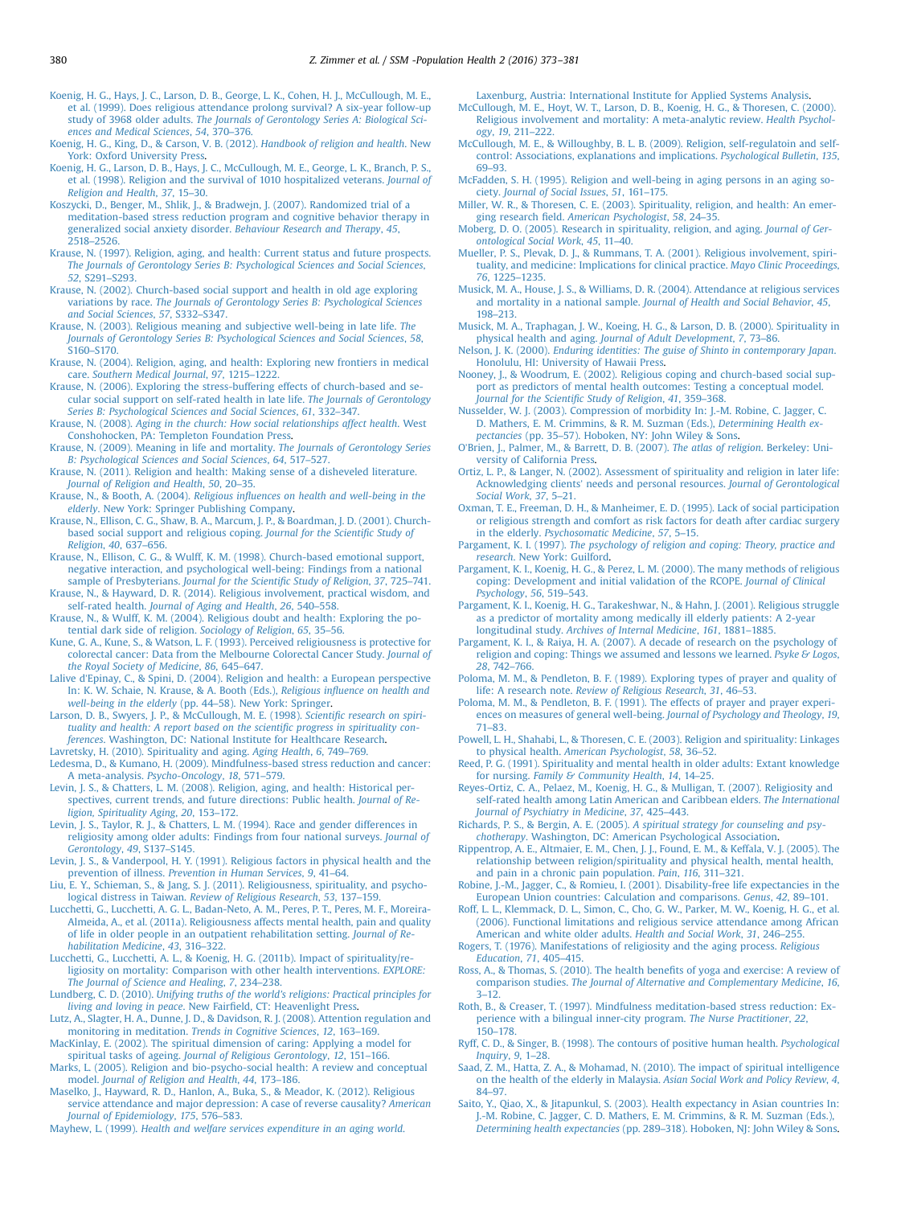Koenig, H. G., Hays, J. C., Larson, D. B., George, L. K., Cohen, H. J., McCullough, M. E., et al. (1999). Does religious attendance prolong survival? A six-year follow-up study of 3968 older adults. *The Journals of Gerontology Series A: Biological Sciences and Medical Sciences*, *54*, 370–376.

Koenig, H. G., King, D., & Carson, V. B. (2012). *Handbook of religion and health*. New York: Oxford University Press.

Koenig, H. G., Larson, D. B., Hays, J. C., McCullough, M. E., George, L. K., Branch, P. S., et al. (1998). Religion and the survival of 1010 hospitalized veterans. *Journal of Religion and Health*, *37*, 15–30.

Koszycki, D., Benger, M., Shlik, J., & Bradwejn, J. (2007). Randomized trial of a meditation-based stress reduction program and cognitive behavior therapy in generalized social anxiety disorder. *Behaviour Research and Therapy*, *45*, 2518–2526.

Krause, N. (1997). Religion, aging, and health: Current status and future prospects. *The Journals of Gerontology Series B: Psychological Sciences and Social Sciences*, *52*, S291–S293.

Krause, N. (2002). Church-based social support and health in old age exploring variations by race. *The Journals of Gerontology Series B: Psychological Sciences and Social Sciences*, *57*, S332–S347.

Krause, N. (2003). Religious meaning and subjective well-being in late life. *The Journals of Gerontology Series B: Psychological Sciences and Social Sciences*, *58*, S160–S170.

Krause, N. (2004). Religion, aging, and health: Exploring new frontiers in medical care. *Southern Medical Journal*, *97*, 1215–1222.

Krause, N. (2006). Exploring the stress-buffering effects of church-based and secular social support on self-rated health in late life. *The Journals of Gerontology Series B: Psychological Sciences and Social Sciences*, *61*, 332–347.

Krause, N. (2008). *Aging in the church: How social relationships affect health*. West Conshohocken, PA: Templeton Foundation Press.

Krause, N. (2009). Meaning in life and mortality. *The Journals of Gerontology Series B: Psychological Sciences and Social Sciences*, *64*, 517–527.

Krause, N. (2011). Religion and health: Making sense of a disheveled literature. *Journal of Religion and Health*, *50*, 20–35.

Krause, N., & Booth, A. (2004). *Religious influences on health and well-being in the elderly*. New York: Springer Publishing Company.

Krause, N., Ellison, C. G., Shaw, B. A., Marcum, J. P., & Boardman, J. D. (2001). Church-based social support and religious coping. *Journal for the Scientific Study of Religion*, *40*, 637–656.

Krause, N., Ellison, C. G., & Wulff, K. M. (1998). Church-based emotional support, negative interaction, and psychological well-being: Findings from a national sample of Presbyterians. *Journal for the Scientific Study of Religion*, *37*, 725–741.

Krause, N., & Hayward, D. R. (2014). Religious involvement, practical wisdom, and self-rated health. *Journal of Aging and Health*, *26*, 540–558.

Krause, N., & Wulff, K. M. (2004). Religious doubt and health: Exploring the potential dark side of religion. *Sociology of Religion*, *65*, 35–56.

Kune, G. A., Kune, S., & Watson, L. F. (1993). Perceived religiousness is protective for colorectal cancer: Data from the Melbourne Colorectal Cancer Study. *Journal of the Royal Society of Medicine*, *86*, 645–647.

Lalive d'Epinay, C., & Spini, D. (2004). Religion and health: a European perspective In: K. W. Schaie, N. Krause, & A. Booth (Eds.), *Religious influence on health and well-being in the elderly* (pp. 44–58). New York: Springer.

Larson, D. B., Swyers, J. P., & McCullough, M. E. (1998). *Scientific research on spirituality and health: A report based on the scientific progress in spirituality conferences*. Washington, DC: National Institute for Healthcare Research.

Lavretsky, H. (2010). Spirituality and aging. *Aging Health*, *6*, 749–769.

Ledesma, D., & Kumano, H. (2009). Mindfulness-based stress reduction and cancer: A meta-analysis. *Psycho-Oncology*, *18*, 571–579.

Levin, J. S., & Chatters, L. M. (2008). Religion, aging, and health: Historical perspectives, current trends, and future directions: Public health. *Journal of Religion, Spirituality Aging*, *20*, 153–172.

Levin, J. S., Taylor, R. J., & Chatters, L. M. (1994). Race and gender differences in religiosity among older adults: Findings from four national surveys. *Journal of Gerontology*, *49*, S137–S145.

Levin, J. S., & Vanderpool, H. Y. (1991). Religious factors in physical health and the prevention of illness. *Prevention in Human Services*, *9*, 41–64.

Liu, E. Y., Schieman, S., & Jang, S. J. (2011). Religiousness, spirituality, and psychological distress in Taiwan. *Review of Religious Research*, *53*, 137–159.

Lucchetti, G., Lucchetti, A. G. L., Badan-Neto, A. M., Peres, P. T., Peres, M. F., Moreira-Almeida, A., et al. (2011a). Religiousness affects mental health, pain and quality of life in older people in an outpatient rehabilitation setting. *Journal of Rehabilitation Medicine*, *43*, 316–322.

Lucchetti, G., Lucchetti, A. L., & Koenig, H. G. (2011b). Impact of spirituality/religiosity on mortality: Comparison with other health interventions. *EXPLORE: The Journal of Science and Healing*, *7*, 234–238.

Lundberg, C. D. (2010). *Unifying truths of the world's religions: Practical principles for living and loving in peace*. New Fairfield, CT: Heavenlight Press.

Lutz, A., Slagter, H. A., Dunne, J. D., & Davidson, R. J. (2008). Attention regulation and monitoring in meditation. *Trends in Cognitive Sciences*, *12*, 163–169.

MacKinlay, E. (2002). The spiritual dimension of caring: Applying a model for spiritual tasks of ageing. *Journal of Religious Gerontology*, *12*, 151–166.

Marks, L. (2005). Religion and bio-psycho-social health: A review and conceptual model. *Journal of Religion and Health*, *44*, 173–186.

Maselko, J., Hayward, R. D., Hanlon, A., Buka, S., & Meador, K. (2012). Religious service attendance and major depression: A case of reverse causality? *American Journal of Epidemiology*, *175*, 576–583.

Mayhew, L. (1999). *Health and welfare services expenditure in an aging world*. Laxenburg, Austria: International Institute for Applied Systems Analysis.

McCullough, M. E., Hoyt, W. T., Larson, D. B., Koenig, H. G., & Thoresen, C. (2000). Religious involvement and mortality: A meta-analytic review. *Health Psychology*, *19*, 211–222.

McCullough, M. E., & Willoughby, B. L. B. (2009). Religion, self-regulatoin and self-control: Associations, explanations and implications. *Psychological Bulletin*, *135*, 69–93.

McFadden, S. H. (1995). Religion and well-being in aging persons in an aging society. *Journal of Social Issues*, *51*, 161–175.

Miller, W. R., & Thoresen, C. E. (2003). Spirituality, religion, and health: An emerging research field. *American Psychologist*, *58*, 24–35.

Moberg, D. O. (2005). Research in spirituality, religion, and aging. *Journal of Gerontological Social Work*, *45*, 11–40.

Mueller, P. S., Plevak, D. J., & Rummans, T. A. (2001). Religious involvement, spirituality, and medicine: Implications for clinical practice. *Mayo Clinic Proceedings*, *76*, 1225–1235.

Musick, M. A., House, J. S., & Williams, D. R. (2004). Attendance at religious services and mortality in a national sample. *Journal of Health and Social Behavior*, *45*, 198–213.

Musick, M. A., Traphagan, J. W., Koeing, H. G., & Larson, D. B. (2000). Spirituality in physical health and aging. *Journal of Adult Development*, *7*, 73–86.

Nelson, J. K. (2000). *Enduring identities: The guise of Shinto in contemporary Japan*. Honolulu, HI: University of Hawaii Press.

Nooney, J., & Woodrum, E. (2002). Religious coping and church-based social support as predictors of mental health outcomes: Testing a conceptual model. *Journal for the Scientific Study of Religion*, *41*, 359–368.

Nusselder, W. J. (2003). Compression of morbidity In: J.-M. Robine, C. Jagger, C. D. Mathers, E. M. Crimmins, & R. M. Suzman (Eds.), *Determining Health expectancies* (pp. 35–57). Hoboken, NY: John Wiley & Sons.

O'Brien, J., Palmer, M., & Barrett, D. B. (2007). *The atlas of religion*. Berkeley: University of California Press.

Ortiz, L. P., & Langer, N. (2002). Assessment of spirituality and religion in later life: Acknowledging clients' needs and personal resources. *Journal of Gerontological Social Work*, *37*, 5–21.

Oxman, T. E., Freeman, D. H., & Manheimer, E. D. (1995). Lack of social participation or religious strength and comfort as risk factors for death after cardiac surgery in the elderly. *Psychosomatic Medicine*, *57*, 5–15.

Pargament, K. I. (1997). *The psychology of religion and coping: Theory, practice and research*. New York: Guilford.

Pargament, K. I., Koenig, H. G., & Perez, L. M. (2000). The many methods of religious coping: Development and initial validation of the RCOPE. *Journal of Clinical Psychology*, *56*, 519–543.

Pargament, K. I., Koenig, H. G., Tarakeshwar, N., & Hahn, J. (2001). Religious struggle as a predictor of mortality among medically ill elderly patients: A 2-year longitudinal study. *Archives of Internal Medicine*, *161*, 1881–1885.

Pargament, K. I., & Raiya, H. A. (2007). A decade of research on the psychology of religion and coping: Things we assumed and lessons we learned. *Psyke & Logos*, *28*, 742–766.

Poloma, M. M., & Pendleton, B. F. (1989). Exploring types of prayer and quality of life: A research note. *Review of Religious Research*, *31*, 46–53.

Poloma, M. M., & Pendleton, B. F. (1991). The effects of prayer and prayer experiences on measures of general well-being. *Journal of Psychology and Theology*, *19*, 71–83.

Powell, L. H., Shahabi, L., & Thoresen, C. E. (2003). Religion and spirituality: Linkages to physical health. *American Psychologist*, *58*, 36–52.

Reed, P. G. (1991). Spirituality and mental health in older adults: Extant knowledge for nursing. *Family & Community Health*, *14*, 14–25.

Reyes-Ortiz, C. A., Pelaez, M., Koenig, H. G., & Mulligan, T. (2007). Religiosity and self-rated health among Latin American and Caribbean elders. *The International Journal of Psychiatry in Medicine*, *37*, 425–443.

Richards, P. S., & Bergin, A. E. (2005). *A spiritual strategy for counseling and psychotherapy*. Washington, DC: American Psychological Association.

Rippentrop, A. E., Altmaier, E. M., Chen, J. J., Found, E. M., & Keffala, V. J. (2005). The relationship between religion/spirituality and physical health, mental health, and pain in a chronic pain population. *Pain*, *116*, 311–321.

Robine, J.-M., Jagger, C., & Romieu, I. (2001). Disability-free life expectancies in the European Union countries: Calculation and comparisons. *Genus*, *42*, 89–101.

Roff, L. L., Klemmack, D. L., Simon, C., Cho, G. W., Parker, M. W., Koenig, H. G., et al. (2006). Functional limitations and religious service attendance among African American and white older adults. *Health and Social Work*, *31*, 246–255.

Rogers, T. (1976). Manifestations of religiosity and the aging process. *Religious Education*, *71*, 405–415.

Ross, A., & Thomas, S. (2010). The health benefits of yoga and exercise: A review of comparison studies. *The Journal of Alternative and Complementary Medicine*, *16*, 3–12.

Roth, B., & Creaser, T. (1997). Mindfulness meditation-based stress reduction: Experience with a bilingual inner-city program. *The Nurse Practitioner*, *22*, 150–178.

Ryff, C. D., & Singer, B. (1998). The contours of positive human health. *Psychological Inquiry*, *9*, 1–28.

Saad, Z. M., Hatta, Z. A., & Mohamad, N. (2010). The impact of spiritual intelligence on the health of the elderly in Malaysia. *Asian Social Work and Policy Review*, *4*, 84–97.

Saito, Y., Qiao, X., & Jitapunkul, S. (2003). Health expectancy in Asian countries In: J.-M. Robine, C. Jagger, C. D. Mathers, E. M. Crimmins, & R. M. Suzman (Eds.), *Determining health expectancies* (pp. 289–318). Hoboken, NJ: John Wiley & Sons.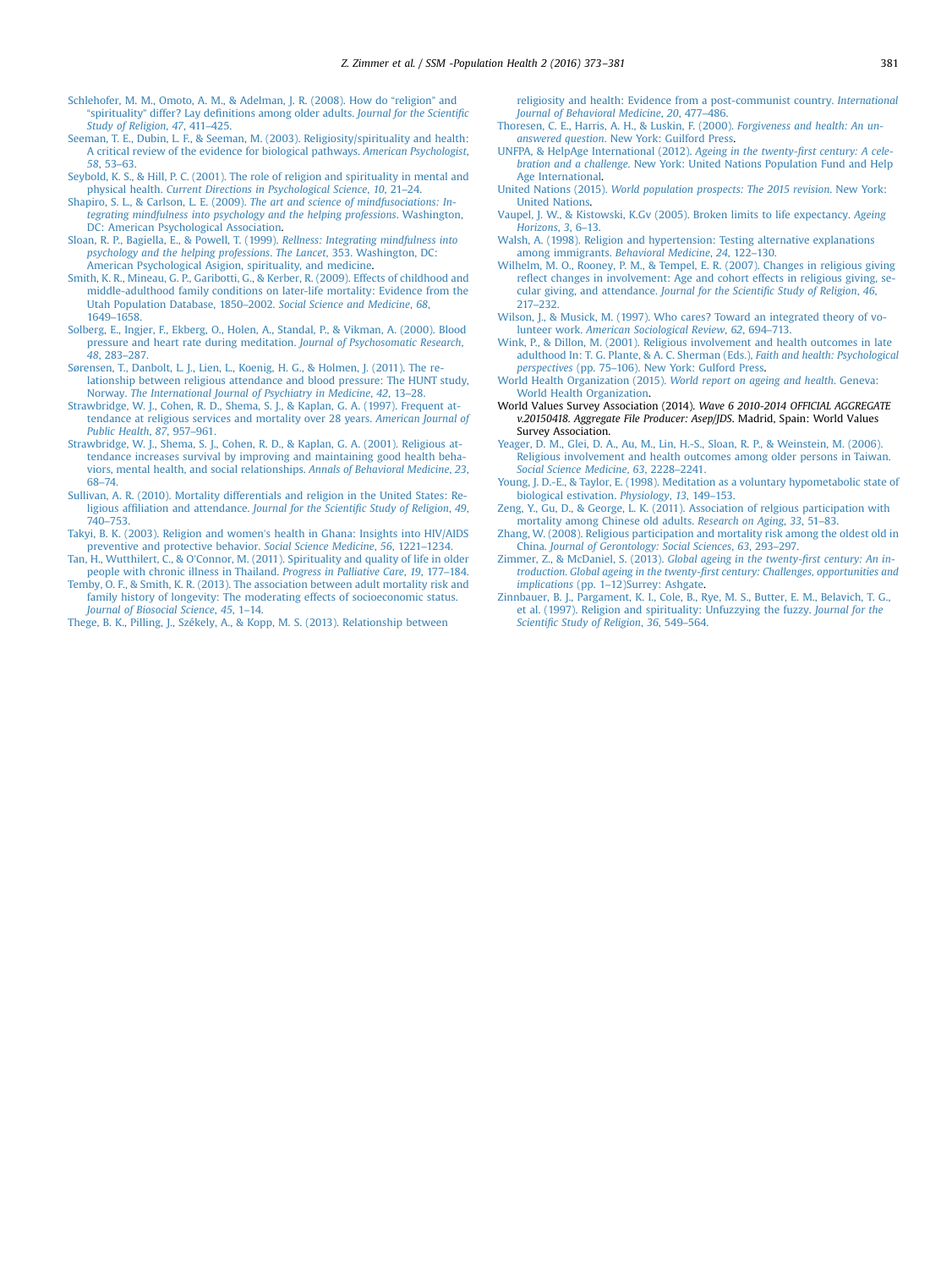Schlehofer, M. M., Omoto, A. M., & Adelman, J. R. (2008). How do "religion" and "spirituality" differ? Lay definitions among older adults. *Journal for the Scientific Study of Religion*, *47*, 411–425.

Seeman, T. E., Dubin, L. F., & Seeman, M. (2003). Religiosity/spirituality and health: A critical review of the evidence for biological pathways. *American Psychologist*, *58*, 53–63.

Seybold, K. S., & Hill, P. C. (2001). The role of religion and spirituality in mental and physical health. *Current Directions in Psychological Science*, *10*, 21–24.

Shapiro, S. L., & Carlson, L. E. (2009). *The art and science of mindfusociations: Integrating mindfulness into psychology and the helping professions*. Washington, DC: American Psychological Association.

Sloan, R. P., Bagiella, E., & Powell, T. (1999). *Rellness: Integrating mindfulness into psychology and the helping professions*. *The Lancet*, 353. Washington, DC: American Psychological Asigion, spirituality, and medicine.

Smith, K. R., Mineau, G. P., Garibotti, G., & Kerber, R. (2009). Effects of childhood and middle-adulthood family conditions on later-life mortality: Evidence from the Utah Population Database, 1850–2002. *Social Science and Medicine*, *68*, 1649–1658.

Solberg, E., Ingjer, F., Ekberg, O., Holen, A., Standal, P., & Vikman, A. (2000). Blood pressure and heart rate during meditation. *Journal of Psychosomatic Research*, *48*, 283–287.

Sørensen, T., Danbolt, L. J., Lien, L., Koenig, H. G., & Holmen, J. (2011). The relationship between religious attendance and blood pressure: The HUNT study, Norway. *The International Journal of Psychiatry in Medicine*, *42*, 13–28.

Strawbridge, W. J., Cohen, R. D., Shema, S. J., & Kaplan, G. A. (1997). Frequent attendance at religious services and mortality over 28 years. *American Journal of Public Health*, *87*, 957–961.

Strawbridge, W. J., Shema, S. J., Cohen, R. D., & Kaplan, G. A. (2001). Religious attendance increases survival by improving and maintaining good health behaviors, mental health, and social relationships. *Annals of Behavioral Medicine*, *23*, 68–74.

Sullivan, A. R. (2010). Mortality differentials and religion in the United States: Religious affiliation and attendance. *Journal for the Scientific Study of Religion*, *49*, 740–753.

Takyi, B. K. (2003). Religion and women's health in Ghana: Insights into HIV/AIDS preventive and protective behavior. *Social Science Medicine*, *56*, 1221–1234.

Tan, H., Wutthilert, C., & O'Connor, M. (2011). Spirituality and quality of life in older people with chronic illness in Thailand. *Progress in Palliative Care*, *19*, 177–184.

Temby, O. F., & Smith, K. R. (2013). The association between adult mortality risk and family history of longevity: The moderating effects of socioeconomic status. *Journal of Biosocial Science*, *45*, 1–14.

Thege, B. K., Pilling, J., Székely, A., & Kopp, M. S. (2013). Relationship between religiosity and health: Evidence from a post-communist country. *International Journal of Behavioral Medicine*, *20*, 477–486.

Thoresen, C. E., Harris, A. H., & Luskin, F. (2000). *Forgiveness and health: An unanswered question*. New York: Guilford Press.

UNFPA, & HelpAge International (2012). *Ageing in the twenty-first century: A celebration and a challenge*. New York: United Nations Population Fund and Help Age International.

United Nations (2015). *World population prospects: The 2015 revision*. New York: United Nations.

Vaupel, J. W., & Kistowski, K.Gv (2005). Broken limits to life expectancy. *Ageing Horizons*, *3*, 6–13.

Walsh, A. (1998). Religion and hypertension: Testing alternative explanations among immigrants. *Behavioral Medicine*, *24*, 122–130.

Wilhelm, M. O., Rooney, P. M., & Tempel, E. R. (2007). Changes in religious giving reflect changes in involvement: Age and cohort effects in religious giving, secular giving, and attendance. *Journal for the Scientific Study of Religion*, *46*, 217–232.

Wilson, J., & Musick, M. (1997). Who cares? Toward an integrated theory of volunteer work. *American Sociological Review*, *62*, 694–713.

Wink, P., & Dillon, M. (2001). Religious involvement and health outcomes in late adulthood In: T. G. Plante, & A. C. Sherman (Eds.), *Faith and health: Psychological perspectives* (pp. 75–106). New York: Gulford Press.

World Health Organization (2015). *World report on ageing and health*. Geneva: World Health Organization.

World Values Survey Association (2014). *Wave 6 2010-2014 OFFICIAL AGGREGATE v.20150418. Aggregate File Producer: Asep/JDS*. Madrid, Spain: World Values Survey Association.

Yeager, D. M., Glei, D. A., Au, M., Lin, H.-S., Sloan, R. P., & Weinstein, M. (2006). Religious involvement and health outcomes among older persons in Taiwan. *Social Science Medicine*, *63*, 2228–2241.

Young, J. D.-E., & Taylor, E. (1998). Meditation as a voluntary hypometabolic state of biological estivation. *Physiology*, *13*, 149–153.

Zeng, Y., Gu, D., & George, L. K. (2011). Association of relgious participation with mortality among Chinese old adults. *Research on Aging*, *33*, 51–83.

Zhang, W. (2008). Religious participation and mortality risk among the oldest old in China. *Journal of Gerontology: Social Sciences*, *63*, 293–297.

Zimmer, Z., & McDaniel, S. (2013). *Global ageing in the twenty-first century: An introduction. Global ageing in the twenty-first century: Challenges, opportunities and implications* (pp. 1–12)Surrey: Ashgate.

Zinnbauer, B. J., Pargament, K. I., Cole, B., Rye, M. S., Butter, E. M., Belavich, T. G., et al. (1997). Religion and spirituality: Unfuzzying the fuzzy. *Journal for the Scientific Study of Religion*, *36*, 549–564.